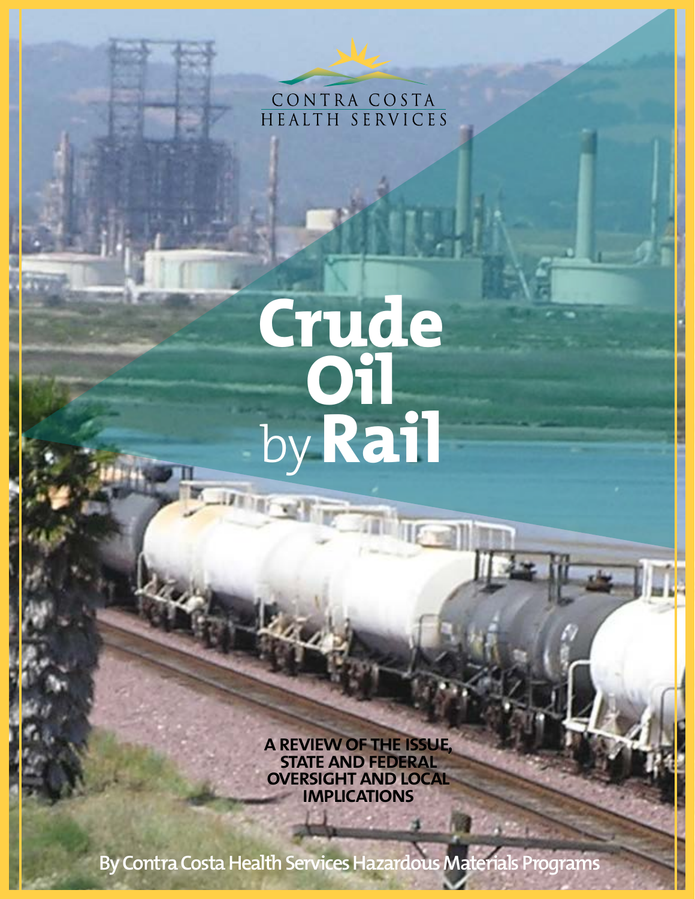CONTRA COSTA
HEALTH SERVICES

# Crude Oil by Rail

**A REVIEW OF THE ISSUE, STATE AND FEDERAL OVERSIGHT AND LOCAL IMPLICATIONS**

**By Contra Costa Health Services Hazardous Materials Programs**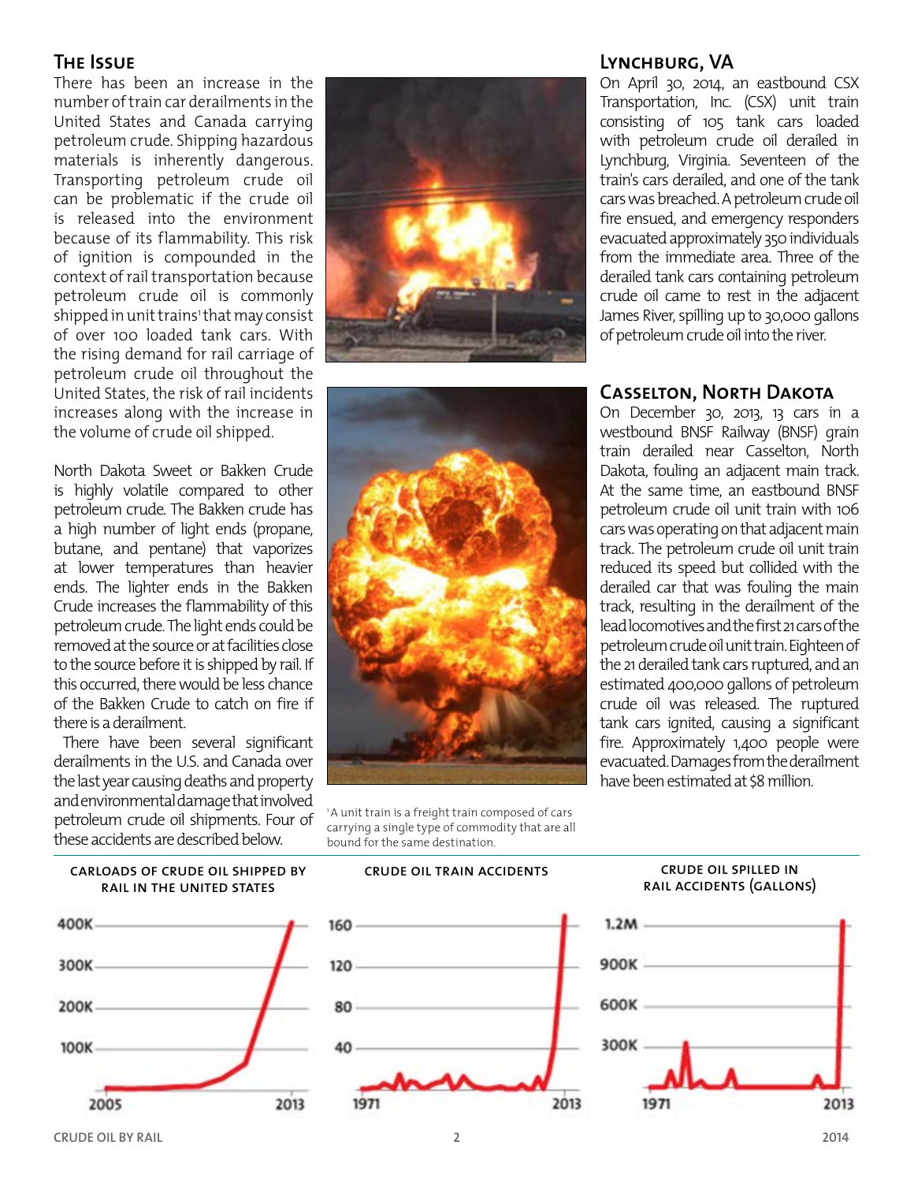## The Issue

There has been an increase in the number of train car derailments in the United States and Canada carrying petroleum crude. Shipping hazardous materials is inherently dangerous. Transporting petroleum crude oil can be problematic if the crude oil is released into the environment because of its flammability. This risk of ignition is compounded in the context of rail transportation because petroleum crude oil is commonly shipped in unit trains[1] that may consist of over 100 loaded tank cars. With the rising demand for rail carriage of petroleum crude oil throughout the United States, the risk of rail incidents increases along with the increase in the volume of crude oil shipped.

North Dakota Sweet or Bakken Crude is highly volatile compared to other petroleum crude. The Bakken crude has a high number of light ends (propane, butane, and pentane) that vaporizes at lower temperatures than heavier ends. The lighter ends in the Bakken Crude increases the flammability of this petroleum crude. The light ends could be removed at the source or at facilities close to the source before it is shipped by rail. If this occurred, there would be less chance of the Bakken Crude to catch on fire if there is a derailment.

There have been several significant derailments in the U.S. and Canada over the last year causing deaths and property and environmental damage that involved petroleum crude oil shipments. Four of these accidents are described below.

[1] A unit train is a freight train composed of cars carrying a single type of commodity that are all bound for the same destination.

## Lynchburg, VA

On April 30, 2014, an eastbound CSX Transportation, Inc. (CSX) unit train consisting of 105 tank cars loaded with petroleum crude oil derailed in Lynchburg, Virginia. Seventeen of the train's cars derailed, and one of the tank cars was breached. A petroleum crude oil fire ensued, and emergency responders evacuated approximately 350 individuals from the immediate area. Three of the derailed tank cars containing petroleum crude oil came to rest in the adjacent James River, spilling up to 30,000 gallons of petroleum crude oil into the river.

## Casselton, North Dakota

On December 30, 2013, 13 cars in a westbound BNSF Railway (BNSF) grain train derailed near Casselton, North Dakota, fouling an adjacent main track. At the same time, an eastbound BNSF petroleum crude oil unit train with 106 cars was operating on that adjacent main track. The petroleum crude oil unit train reduced its speed but collided with the derailed car that was fouling the main track, resulting in the derailment of the lead locomotives and the first 21 cars of the petroleum crude oil unit train. Eighteen of the 21 derailed tank cars ruptured, and an estimated 400,000 gallons of petroleum crude oil was released. The ruptured tank cars ignited, causing a significant fire. Approximately 1,400 people were evacuated. Damages from the derailment have been estimated at $8 million.

**CARLOADS OF CRUDE OIL SHIPPED BY RAIL IN THE UNITED STATES**

**CRUDE OIL TRAIN ACCIDENTS**

**CRUDE OIL SPILLED IN RAIL ACCIDENTS (GALLONS)**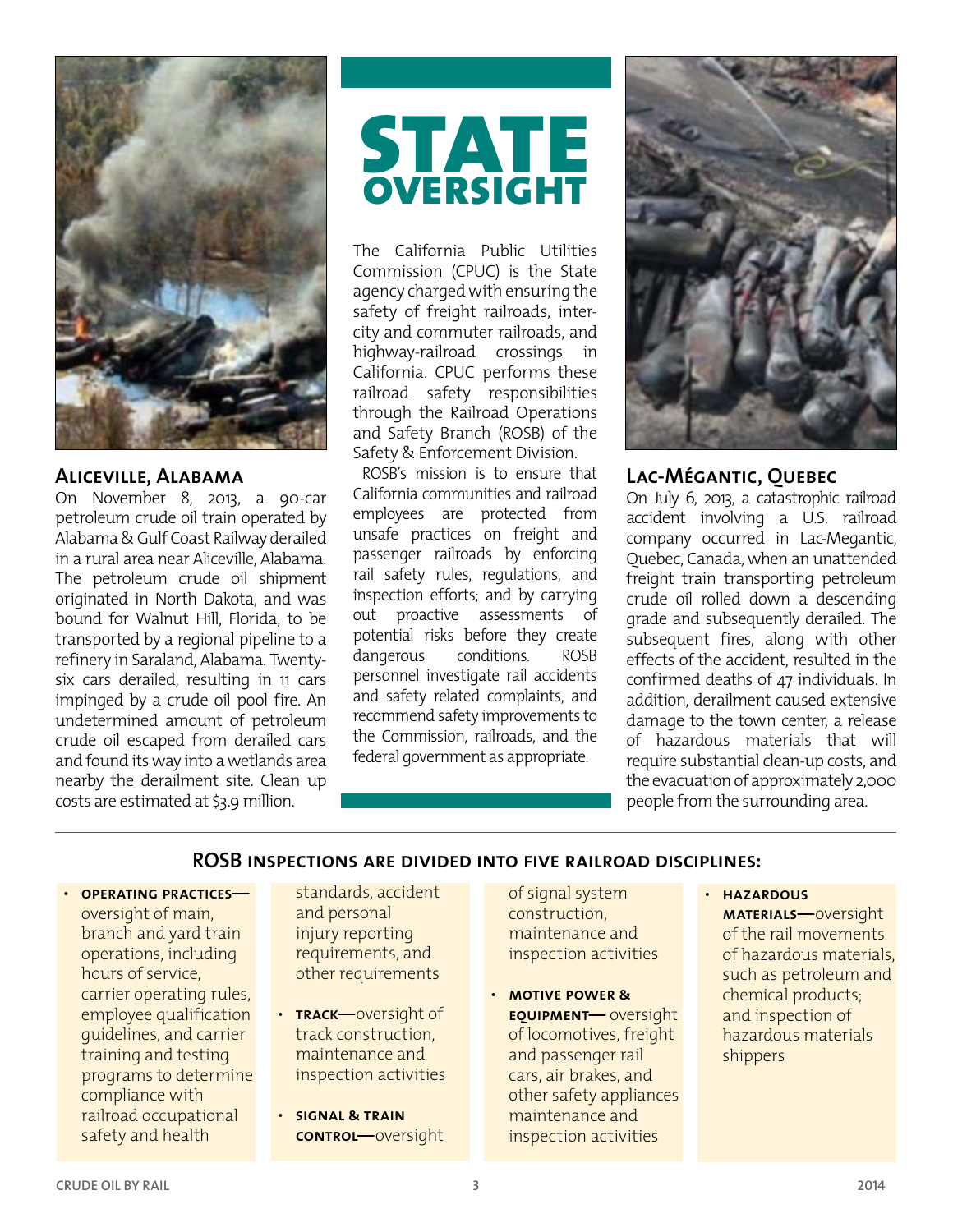# STATE OVERSIGHT

The California Public Utilities Commission (CPUC) is the State agency charged with ensuring the safety of freight railroads, intercity and commuter railroads, and highway-railroad crossings in California. CPUC performs these railroad safety responsibilities through the Railroad Operations and Safety Branch (ROSB) of the Safety & Enforcement Division.

ROSB's mission is to ensure that California communities and railroad employees are protected from unsafe practices on freight and passenger railroads by enforcing rail safety rules, regulations, and inspection efforts; and by carrying out proactive assessments of potential risks before they create dangerous conditions. ROSB personnel investigate rail accidents and safety related complaints, and recommend safety improvements to the Commission, railroads, and the federal government as appropriate.

### Aliceville, Alabama

On November 8, 2013, a 90-car petroleum crude oil train operated by Alabama & Gulf Coast Railway derailed in a rural area near Aliceville, Alabama. The petroleum crude oil shipment originated in North Dakota, and was bound for Walnut Hill, Florida, to be transported by a regional pipeline to a refinery in Saraland, Alabama. Twenty-six cars derailed, resulting in 11 cars impinged by a crude oil pool fire. An undetermined amount of petroleum crude oil escaped from derailed cars and found its way into a wetlands area nearby the derailment site. Clean up costs are estimated at $3.9 million.

### Lac-Mégantic, Quebec

On July 6, 2013, a catastrophic railroad accident involving a U.S. railroad company occurred in Lac-Megantic, Quebec, Canada, when an unattended freight train transporting petroleum crude oil rolled down a descending grade and subsequently derailed. The subsequent fires, along with other effects of the accident, resulted in the confirmed deaths of 47 individuals. In addition, derailment caused extensive damage to the town center, a release of hazardous materials that will require substantial clean-up costs, and the evacuation of approximately 2,000 people from the surrounding area.

## ROSB inspections are divided into five railroad disciplines:

- **OPERATING PRACTICES—** oversight of main, branch and yard train operations, including hours of service, carrier operating rules, employee qualification guidelines, and carrier training and testing programs to determine compliance with railroad occupational safety and health standards, accident and personal injury reporting requirements, and other requirements
- **TRACK—**oversight of track construction, maintenance and inspection activities
- **SIGNAL & TRAIN CONTROL—**oversight of signal system construction, maintenance and inspection activities
- **MOTIVE POWER & EQUIPMENT—** oversight of locomotives, freight and passenger rail cars, air brakes, and other safety appliances maintenance and inspection activities
- **HAZARDOUS MATERIALS—**oversight of the rail movements of hazardous materials, such as petroleum and chemical products; and inspection of hazardous materials shippers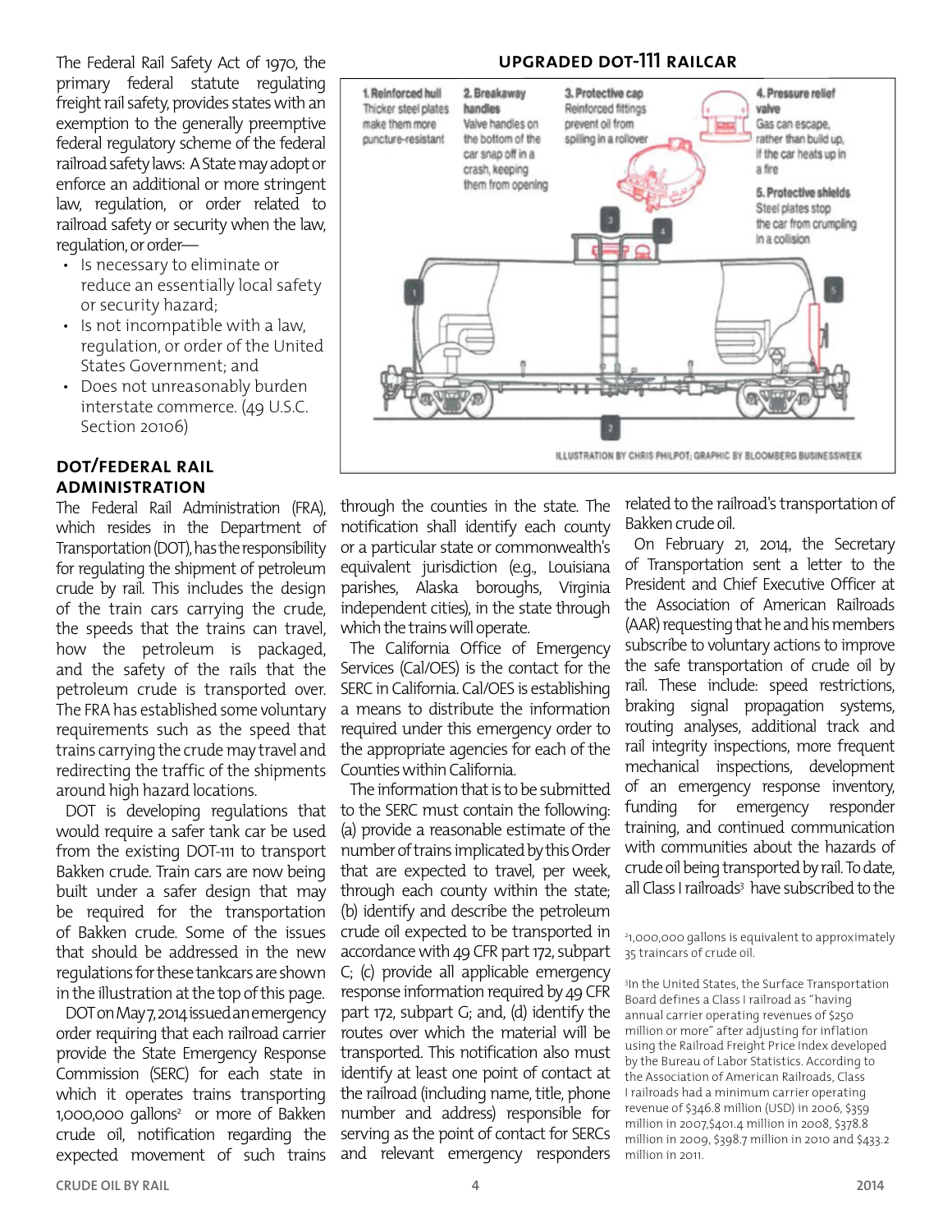The Federal Rail Safety Act of 1970, the primary federal statute regulating freight rail safety, provides states with an exemption to the generally preemptive federal regulatory scheme of the federal railroad safety laws: A State may adopt or enforce an additional or more stringent law, regulation, or order related to railroad safety or security when the law, regulation, or order—

- Is necessary to eliminate or reduce an essentially local safety or security hazard;
- Is not incompatible with a law, regulation, or order of the United States Government; and
- Does not unreasonably burden interstate commerce. (49 U.S.C. Section 20106)

## UPGRADED DOT-111 RAILCAR

1. **Reinforced hull** Thicker steel plates make them more puncture-resistant
2. **Breakaway handles** Valve handles on the bottom of the car snap off in a crash, keeping them from opening
3. **Protective cap** Reinforced fittings prevent oil from spilling in a rollover
4. **Pressure relief valve** Gas can escape, rather than build up, if the car heats up in a fire
5. **Protective shields** Steel plates stop the car from crumpling in a collision

ILLUSTRATION BY CHRIS PHILPOT; GRAPHIC BY BLOOMBERG BUSINESSWEEK

## DOT/FEDERAL RAIL ADMINISTRATION

The Federal Rail Administration (FRA), which resides in the Department of Transportation (DOT), has the responsibility for regulating the shipment of petroleum crude by rail. This includes the design of the train cars carrying the crude, the speeds that the trains can travel, how the petroleum is packaged, and the safety of the rails that the petroleum crude is transported over. The FRA has established some voluntary requirements such as the speed that trains carrying the crude may travel and redirecting the traffic of the shipments around high hazard locations.

DOT is developing regulations that would require a safer tank car be used from the existing DOT-111 to transport Bakken crude. Train cars are now being built under a safer design that may be required for the transportation of Bakken crude. Some of the issues that should be addressed in the new regulations for these tankcars are shown in the illustration at the top of this page.

DOT on May 7, 2014 issued an emergency order requiring that each railroad carrier provide the State Emergency Response Commission (SERC) for each state in which it operates trains transporting 1,000,000 gallons[2] or more of Bakken crude oil, notification regarding the expected movement of such trains through the counties in the state. The notification shall identify each county or a particular state or commonwealth's equivalent jurisdiction (e.g., Louisiana parishes, Alaska boroughs, Virginia independent cities), in the state through which the trains will operate.

The California Office of Emergency Services (Cal/OES) is the contact for the SERC in California. Cal/OES is establishing a means to distribute the information required under this emergency order to the appropriate agencies for each of the Counties within California.

The information that is to be submitted to the SERC must contain the following: (a) provide a reasonable estimate of the number of trains implicated by this Order that are expected to travel, per week, through each county within the state; (b) identify and describe the petroleum crude oil expected to be transported in accordance with 49 CFR part 172, subpart C; (c) provide all applicable emergency response information required by 49 CFR part 172, subpart G; and, (d) identify the routes over which the material will be transported. This notification also must identify at least one point of contact at the railroad (including name, title, phone number and address) responsible for serving as the point of contact for SERCs and relevant emergency responders related to the railroad's transportation of Bakken crude oil.

On February 21, 2014, the Secretary of Transportation sent a letter to the President and Chief Executive Officer at the Association of American Railroads (AAR) requesting that he and his members subscribe to voluntary actions to improve the safe transportation of crude oil by rail. These include: speed restrictions, braking signal propagation systems, routing analyses, additional track and rail integrity inspections, more frequent mechanical inspections, development of an emergency response inventory, funding for emergency responder training, and continued communication with communities about the hazards of crude oil being transported by rail. To date, all Class I railroads[3] have subscribed to the

[2]1,000,000 gallons is equivalent to approximately 35 traincars of crude oil.

[3]In the United States, the Surface Transportation Board defines a Class I railroad as "having annual carrier operating revenues of $250 million or more" after adjusting for inflation using the Railroad Freight Price Index developed by the Bureau of Labor Statistics. According to the Association of American Railroads, Class I railroads had a minimum carrier operating revenue of $346.8 million (USD) in 2006, $359 million in 2007,$401.4 million in 2008, $378.8 million in 2009, $398.7 million in 2010 and $433.2 million in 2011.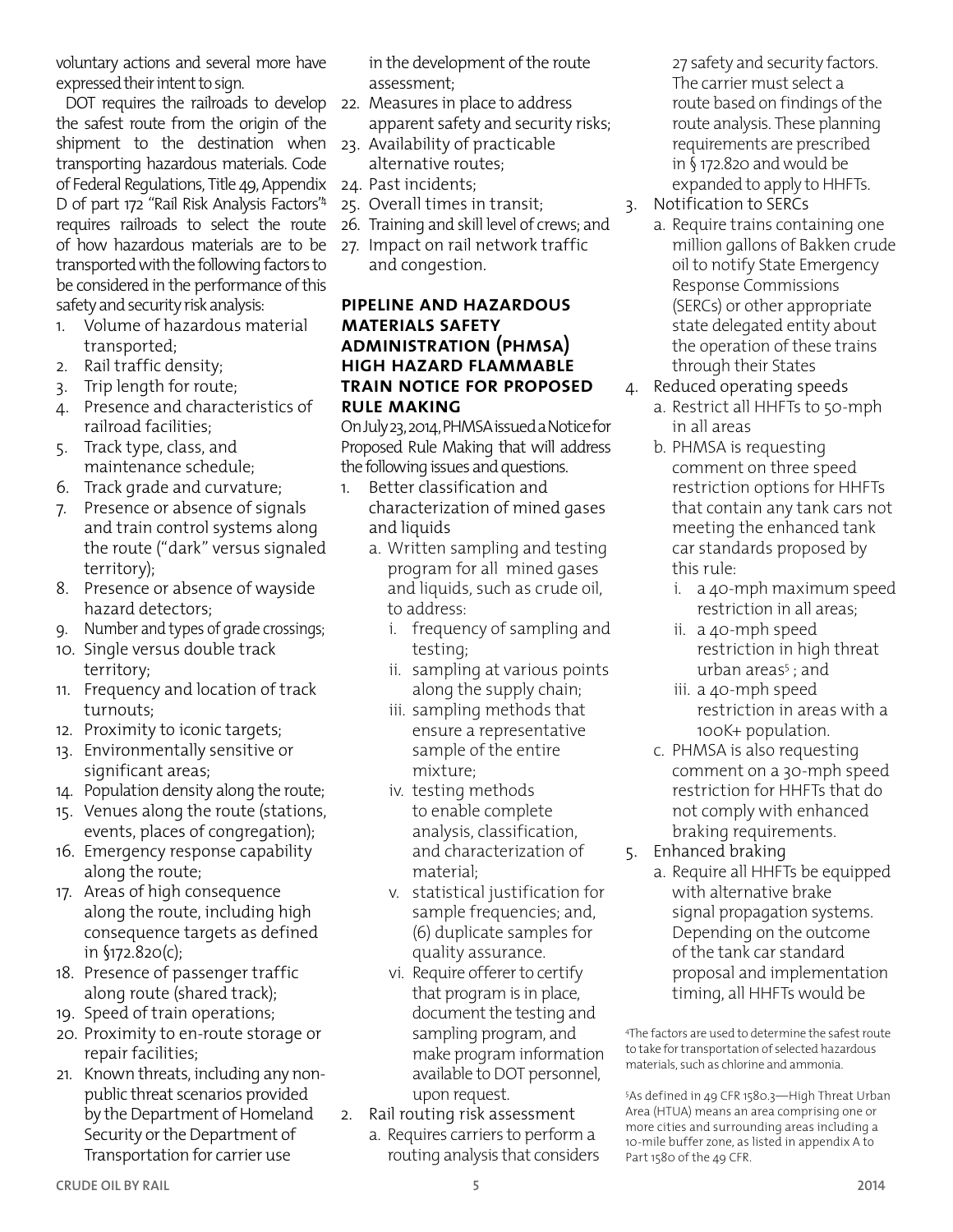voluntary actions and several more have expressed their intent to sign.

DOT requires the railroads to develop the safest route from the origin of the shipment to the destination when transporting hazardous materials. Code of Federal Regulations, Title 49, Appendix D of part 172 "Rail Risk Analysis Factors"[4] requires railroads to select the route of how hazardous materials are to be transported with the following factors to be considered in the performance of this safety and security risk analysis:

1. Volume of hazardous material transported;
2. Rail traffic density;
3. Trip length for route;
4. Presence and characteristics of railroad facilities;
5. Track type, class, and maintenance schedule;
6. Track grade and curvature;
7. Presence or absence of signals and train control systems along the route ("dark" versus signaled territory);
8. Presence or absence of wayside hazard detectors;
9. Number and types of grade crossings;
10. Single versus double track territory;
11. Frequency and location of track turnouts;
12. Proximity to iconic targets;
13. Environmentally sensitive or significant areas;
14. Population density along the route;
15. Venues along the route (stations, events, places of congregation);
16. Emergency response capability along the route;
17. Areas of high consequence along the route, including high consequence targets as defined in §172.820(c);
18. Presence of passenger traffic along route (shared track);
19. Speed of train operations;
20. Proximity to en-route storage or repair facilities;
21. Known threats, including any non-public threat scenarios provided by the Department of Homeland Security or the Department of Transportation for carrier use in the development of the route assessment;
22. Measures in place to address apparent safety and security risks;
23. Availability of practicable alternative routes;
24. Past incidents;
25. Overall times in transit;
26. Training and skill level of crews; and
27. Impact on rail network traffic and congestion.

## Pipeline and Hazardous Materials Safety Administration (PHMSA) High Hazard Flammable Train Notice for Proposed Rule Making

On July 23, 2014, PHMSA issued a Notice for Proposed Rule Making that will address the following issues and questions.

1. Better classification and characterization of mined gases and liquids
   a. Written sampling and testing program for all mined gases and liquids, such as crude oil, to address:
      i. frequency of sampling and testing;
      ii. sampling at various points along the supply chain;
      iii. sampling methods that ensure a representative sample of the entire mixture;
      iv. testing methods to enable complete analysis, classification, and characterization of material;
      v. statistical justification for sample frequencies; and, (6) duplicate samples for quality assurance.
      vi. Require offerer to certify that program is in place, document the testing and sampling program, and make program information available to DOT personnel, upon request.
2. Rail routing risk assessment
   a. Requires carriers to perform a routing analysis that considers 27 safety and security factors. The carrier must select a route based on findings of the route analysis. These planning requirements are prescribed in § 172.820 and would be expanded to apply to HHFTs.
3. Notification to SERCs
   a. Require trains containing one million gallons of Bakken crude oil to notify State Emergency Response Commissions (SERCs) or other appropriate state delegated entity about the operation of these trains through their States
4. Reduced operating speeds
   a. Restrict all HHFTs to 50-mph in all areas
   b. PHMSA is requesting comment on three speed restriction options for HHFTs that contain any tank cars not meeting the enhanced tank car standards proposed by this rule:
      i. a 40-mph maximum speed restriction in all areas;
      ii. a 40-mph speed restriction in high threat urban areas[5]; and
      iii. a 40-mph speed restriction in areas with a 100K+ population.
   c. PHMSA is also requesting comment on a 30-mph speed restriction for HHFTs that do not comply with enhanced braking requirements.
5. Enhanced braking
   a. Require all HHFTs be equipped with alternative brake signal propagation systems. Depending on the outcome of the tank car standard proposal and implementation timing, all HHFTs would be

[4] The factors are used to determine the safest route to take for transportation of selected hazardous materials, such as chlorine and ammonia.

[5] As defined in 49 CFR 1580.3—High Threat Urban Area (HTUA) means an area comprising one or more cities and surrounding areas including a 10-mile buffer zone, as listed in appendix A to Part 1580 of the 49 CFR.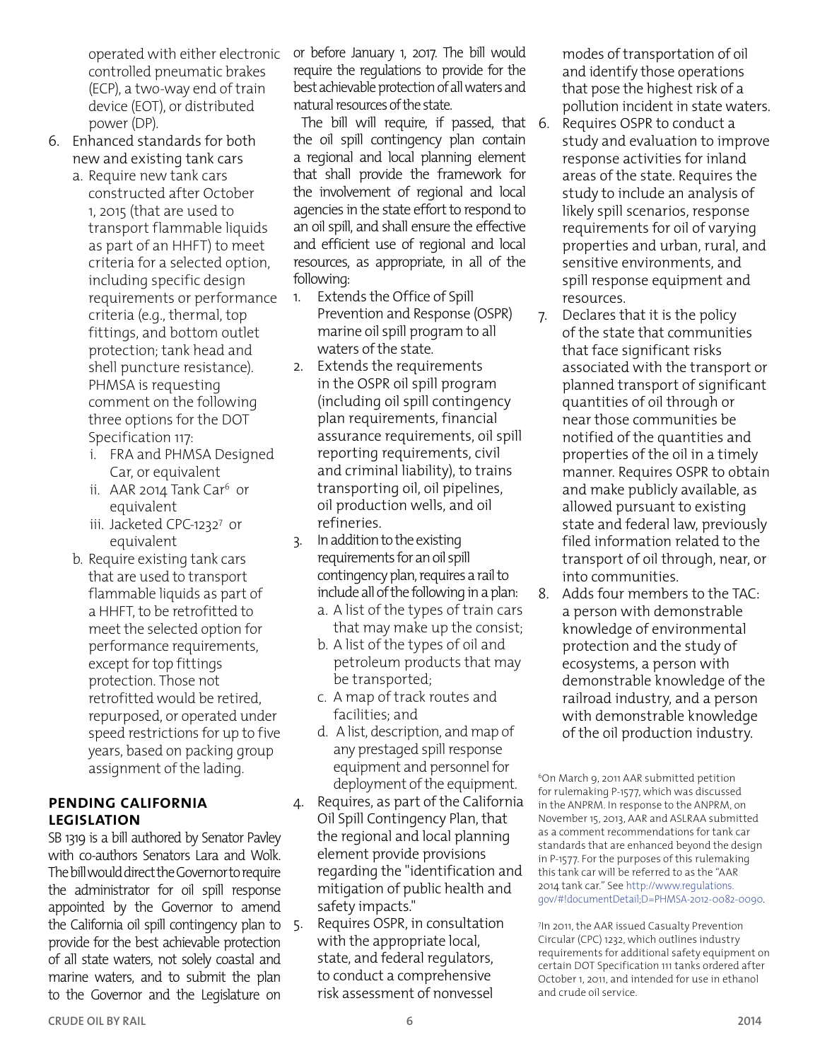operated with either electronic controlled pneumatic brakes (ECP), a two-way end of train device (EOT), or distributed power (DP).

6. Enhanced standards for both new and existing tank cars
   a. Require new tank cars constructed after October 1, 2015 (that are used to transport flammable liquids as part of an HHFT) to meet criteria for a selected option, including specific design requirements or performance criteria (e.g., thermal, top fittings, and bottom outlet protection; tank head and shell puncture resistance). PHMSA is requesting comment on the following three options for the DOT Specification 117:
      i. FRA and PHMSA Designed Car, or equivalent
      ii. AAR 2014 Tank Car[6] or equivalent
      iii. Jacketed CPC-1232[7] or equivalent
   b. Require existing tank cars that are used to transport flammable liquids as part of a HHFT, to be retrofitted to meet the selected option for performance requirements, except for top fittings protection. Those not retrofitted would be retired, repurposed, or operated under speed restrictions for up to five years, based on packing group assignment of the lading.

## PENDING CALIFORNIA LEGISLATION

SB 1319 is a bill authored by Senator Pavley with co-authors Senators Lara and Wolk. The bill would direct the Governor to require the administrator for oil spill response appointed by the Governor to amend the California oil spill contingency plan to provide for the best achievable protection of all state waters, not solely coastal and marine waters, and to submit the plan to the Governor and the Legislature on or before January 1, 2017. The bill would require the regulations to provide for the best achievable protection of all waters and natural resources of the state.

The bill will require, if passed, that the oil spill contingency plan contain a regional and local planning element that shall provide the framework for the involvement of regional and local agencies in the state effort to respond to an oil spill, and shall ensure the effective and efficient use of regional and local resources, as appropriate, in all of the following:

1. Extends the Office of Spill Prevention and Response (OSPR) marine oil spill program to all waters of the state.
2. Extends the requirements in the OSPR oil spill program (including oil spill contingency plan requirements, financial assurance requirements, oil spill reporting requirements, civil and criminal liability), to trains transporting oil, oil pipelines, oil production wells, and oil refineries.
3. In addition to the existing requirements for an oil spill contingency plan, requires a rail to include all of the following in a plan:
   a. A list of the types of train cars that may make up the consist;
   b. A list of the types of oil and petroleum products that may be transported;
   c. A map of track routes and facilities; and
   d. A list, description, and map of any prestaged spill response equipment and personnel for deployment of the equipment.
4. Requires, as part of the California Oil Spill Contingency Plan, that the regional and local planning element provide provisions regarding the "identification and mitigation of public health and safety impacts."
5. Requires OSPR, in consultation with the appropriate local, state, and federal regulators, to conduct a comprehensive risk assessment of nonvessel modes of transportation of oil and identify those operations that pose the highest risk of a pollution incident in state waters.
6. Requires OSPR to conduct a study and evaluation to improve response activities for inland areas of the state. Requires the study to include an analysis of likely spill scenarios, response requirements for oil of varying properties and urban, rural, and sensitive environments, and spill response equipment and resources.
7. Declares that it is the policy of the state that communities that face significant risks associated with the transport or planned transport of significant quantities of oil through or near those communities be notified of the quantities and properties of the oil in a timely manner. Requires OSPR to obtain and make publicly available, as allowed pursuant to existing state and federal law, previously filed information related to the transport of oil through, near, or into communities.
8. Adds four members to the TAC: a person with demonstrable knowledge of environmental protection and the study of ecosystems, a person with demonstrable knowledge of the railroad industry, and a person with demonstrable knowledge of the oil production industry.

[6] On March 9, 2011 AAR submitted petition for rulemaking P-1577, which was discussed in the ANPRM. In response to the ANPRM, on November 15, 2013, AAR and ASLRAA submitted as a comment recommendations for tank car standards that are enhanced beyond the design in P-1577. For the purposes of this rulemaking this tank car will be referred to as the "AAR 2014 tank car." See http://www.regulations.gov/#!documentDetail;D=PHMSA-2012-0082-0090.

[7] In 2011, the AAR issued Casualty Prevention Circular (CPC) 1232, which outlines industry requirements for additional safety equipment on certain DOT Specification 111 tanks ordered after October 1, 2011, and intended for use in ethanol and crude oil service.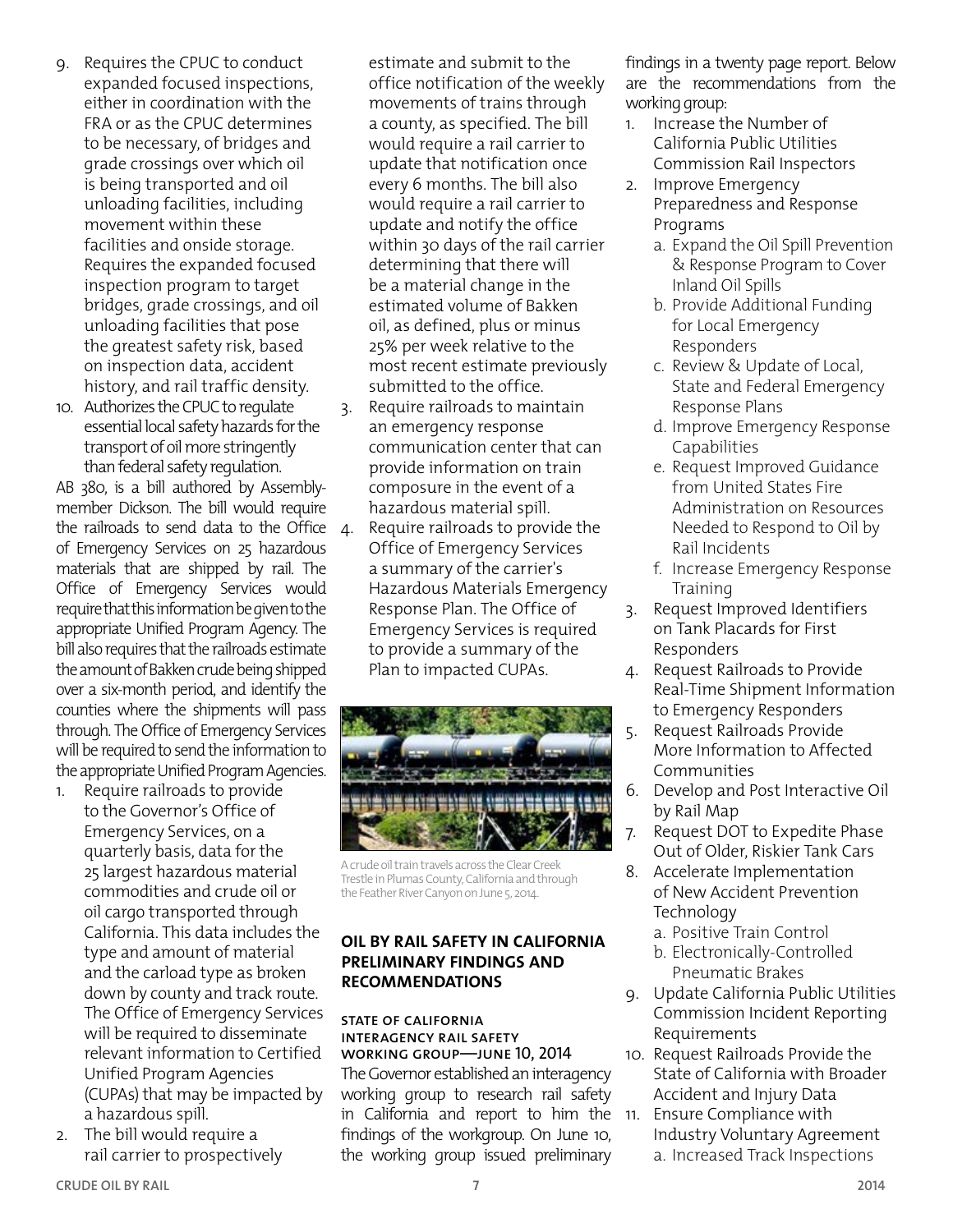9. Requires the CPUC to conduct expanded focused inspections, either in coordination with the FRA or as the CPUC determines to be necessary, of bridges and grade crossings over which oil is being transported and oil unloading facilities, including movement within these facilities and onside storage. Requires the expanded focused inspection program to target bridges, grade crossings, and oil unloading facilities that pose the greatest safety risk, based on inspection data, accident history, and rail traffic density.
10. Authorizes the CPUC to regulate essential local safety hazards for the transport of oil more stringently than federal safety regulation.

AB 380, is a bill authored by Assemblymember Dickson. The bill would require the railroads to send data to the Office of Emergency Services on 25 hazardous materials that are shipped by rail. The Office of Emergency Services would require that this information be given to the appropriate Unified Program Agency. The bill also requires that the railroads estimate the amount of Bakken crude being shipped over a six-month period, and identify the counties where the shipments will pass through. The Office of Emergency Services will be required to send the information to the appropriate Unified Program Agencies.

1. Require railroads to provide to the Governor's Office of Emergency Services, on a quarterly basis, data for the 25 largest hazardous material commodities and crude oil or oil cargo transported through California. This data includes the type and amount of material and the carload type as broken down by county and track route. The Office of Emergency Services will be required to disseminate relevant information to Certified Unified Program Agencies (CUPAs) that may be impacted by a hazardous spill.
2. The bill would require a rail carrier to prospectively estimate and submit to the office notification of the weekly movements of trains through a county, as specified. The bill would require a rail carrier to update that notification once every 6 months. The bill also would require a rail carrier to update and notify the office within 30 days of the rail carrier determining that there will be a material change in the estimated volume of Bakken oil, as defined, plus or minus 25% per week relative to the most recent estimate previously submitted to the office.
3. Require railroads to maintain an emergency response communication center that can provide information on train composure in the event of a hazardous material spill.
4. Require railroads to provide the Office of Emergency Services a summary of the carrier's Hazardous Materials Emergency Response Plan. The Office of Emergency Services is required to provide a summary of the Plan to impacted CUPAs.

A crude oil train travels across the Clear Creek Trestle in Plumas County, California and through the Feather River Canyon on June 5, 2014.

## OIL BY RAIL SAFETY IN CALIFORNIA PRELIMINARY FINDINGS AND RECOMMENDATIONS

### STATE OF CALIFORNIA INTERAGENCY RAIL SAFETY WORKING GROUP—JUNE 10, 2014

The Governor established an interagency working group to research rail safety in California and report to him the findings of the workgroup. On June 10, the working group issued preliminary findings in a twenty page report. Below are the recommendations from the working group:

1. Increase the Number of California Public Utilities Commission Rail Inspectors
2. Improve Emergency Preparedness and Response Programs
   a. Expand the Oil Spill Prevention & Response Program to Cover Inland Oil Spills
   b. Provide Additional Funding for Local Emergency Responders
   c. Review & Update of Local, State and Federal Emergency Response Plans
   d. Improve Emergency Response Capabilities
   e. Request Improved Guidance from United States Fire Administration on Resources Needed to Respond to Oil by Rail Incidents
   f. Increase Emergency Response Training
3. Request Improved Identifiers on Tank Placards for First Responders
4. Request Railroads to Provide Real-Time Shipment Information to Emergency Responders
5. Request Railroads Provide More Information to Affected Communities
6. Develop and Post Interactive Oil by Rail Map
7. Request DOT to Expedite Phase Out of Older, Riskier Tank Cars
8. Accelerate Implementation of New Accident Prevention Technology
   a. Positive Train Control
   b. Electronically-Controlled Pneumatic Brakes
9. Update California Public Utilities Commission Incident Reporting Requirements
10. Request Railroads Provide the State of California with Broader Accident and Injury Data
11. Ensure Compliance with Industry Voluntary Agreement
    a. Increased Track Inspections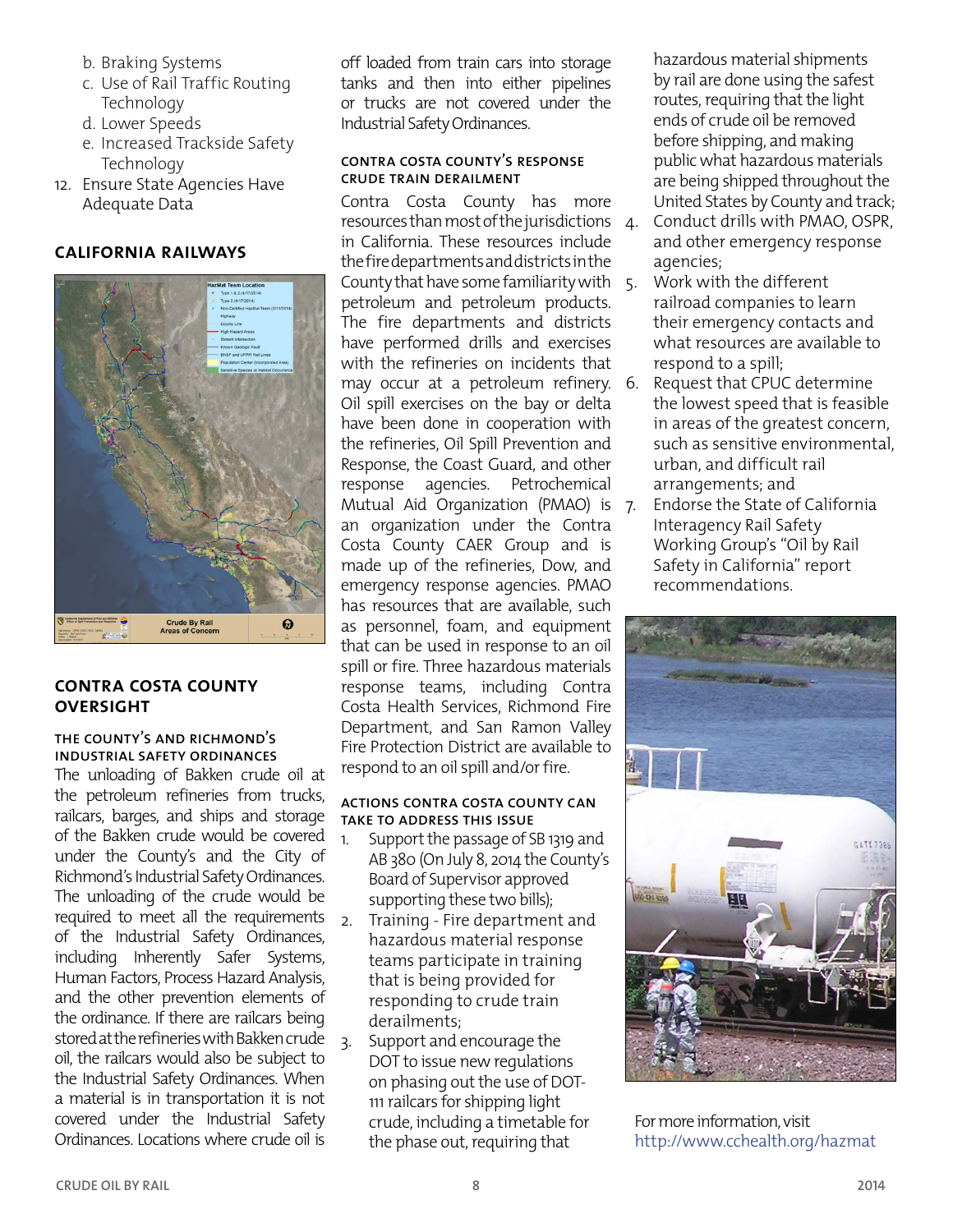b. Braking Systems
   c. Use of Rail Traffic Routing Technology
   d. Lower Speeds
   e. Increased Trackside Safety Technology
12. Ensure State Agencies Have Adequate Data

## CALIFORNIA RAILWAYS

## CONTRA COSTA COUNTY OVERSIGHT

### THE COUNTY'S AND RICHMOND'S INDUSTRIAL SAFETY ORDINANCES

The unloading of Bakken crude oil at the petroleum refineries from trucks, railcars, barges, and ships and storage of the Bakken crude would be covered under the County's and the City of Richmond's Industrial Safety Ordinances. The unloading of the crude would be required to meet all the requirements of the Industrial Safety Ordinances, including Inherently Safer Systems, Human Factors, Process Hazard Analysis, and the other prevention elements of the ordinance. If there are railcars being stored at the refineries with Bakken crude oil, the railcars would also be subject to the Industrial Safety Ordinances. When a material is in transportation it is not covered under the Industrial Safety Ordinances. Locations where crude oil is off loaded from train cars into storage tanks and then into either pipelines or trucks are not covered under the Industrial Safety Ordinances.

### CONTRA COSTA COUNTY'S RESPONSE CRUDE TRAIN DERAILMENT

Contra Costa County has more resources than most of the jurisdictions in California. These resources include the fire departments and districts in the County that have some familiarity with petroleum and petroleum products. The fire departments and districts have performed drills and exercises with the refineries on incidents that may occur at a petroleum refinery. Oil spill exercises on the bay or delta have been done in cooperation with the refineries, Oil Spill Prevention and Response, the Coast Guard, and other response agencies. Petrochemical Mutual Aid Organization (PMAO) is an organization under the Contra Costa County CAER Group and is made up of the refineries, Dow, and emergency response agencies. PMAO has resources that are available, such as personnel, foam, and equipment that can be used in response to an oil spill or fire. Three hazardous materials response teams, including Contra Costa Health Services, Richmond Fire Department, and San Ramon Valley Fire Protection District are available to respond to an oil spill and/or fire.

### ACTIONS CONTRA COSTA COUNTY CAN TAKE TO ADDRESS THIS ISSUE

1. Support the passage of SB 1319 and AB 380 (On July 8, 2014 the County's Board of Supervisor approved supporting these two bills);
2. Training - Fire department and hazardous material response teams participate in training that is being provided for responding to crude train derailments;
3. Support and encourage the DOT to issue new regulations on phasing out the use of DOT-111 railcars for shipping light crude, including a timetable for the phase out, requiring that hazardous material shipments by rail are done using the safest routes, requiring that the light ends of crude oil be removed before shipping, and making public what hazardous materials are being shipped throughout the United States by County and track;
4. Conduct drills with PMAO, OSPR, and other emergency response agencies;
5. Work with the different railroad companies to learn their emergency contacts and what resources are available to respond to a spill;
6. Request that CPUC determine the lowest speed that is feasible in areas of the greatest concern, such as sensitive environmental, urban, and difficult rail arrangements; and
7. Endorse the State of California Interagency Rail Safety Working Group's "Oil by Rail Safety in California" report recommendations.

For more information, visit http://www.cchealth.org/hazmat